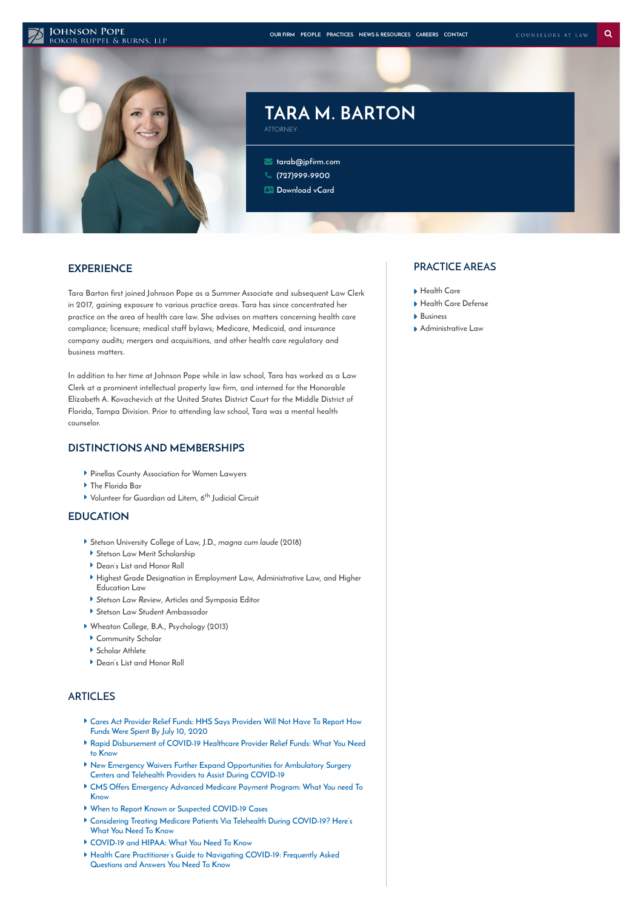Johnson Pope
Bokor Ruppel & Burns, LLP

OUR FIRM PEOPLE PRACTICES NEWS & RESOURCES CAREERS CONTACT

COUNSELORS AT LAW

# TARA M. BARTON

ATTORNEY

tarab@jpfirm.com
(727)999-9900
Download vCard

## EXPERIENCE

Tara Barton first joined Johnson Pope as a Summer Associate and subsequent Law Clerk in 2017, gaining exposure to various practice areas. Tara has since concentrated her practice on the area of health care law. She advises on matters concerning health care compliance; licensure; medical staff bylaws; Medicare, Medicaid, and insurance company audits; mergers and acquisitions, and other health care regulatory and business matters.

In addition to her time at Johnson Pope while in law school, Tara has worked as a Law Clerk at a prominent intellectual property law firm, and interned for the Honorable Elizabeth A. Kovachevich at the United States District Court for the Middle District of Florida, Tampa Division. Prior to attending law school, Tara was a mental health counselor.

## DISTINCTIONS AND MEMBERSHIPS

- Pinellas County Association for Women Lawyers
- The Florida Bar
- Volunteer for Guardian ad Litem, 6th Judicial Circuit

## EDUCATION

- Stetson University College of Law, J.D., *magna cum laude* (2018)
  - Stetson Law Merit Scholarship
  - Dean's List and Honor Roll
  - Highest Grade Designation in Employment Law, Administrative Law, and Higher Education Law
  - *Stetson Law Review*, Articles and Symposia Editor
  - Stetson Law Student Ambassador
- Wheaton College, B.A., Psychology (2013)
  - Community Scholar
  - Scholar Athlete
  - Dean's List and Honor Roll

## ARTICLES

- Cares Act Provider Relief Funds: HHS Says Providers Will Not Have To Report How Funds Were Spent By July 10, 2020
- Rapid Disbursement of COVID-19 Healthcare Provider Relief Funds: What You Need to Know
- New Emergency Waivers Further Expand Opportunities for Ambulatory Surgery Centers and Telehealth Providers to Assist During COVID-19
- CMS Offers Emergency Advanced Medicare Payment Program: What You need To Know
- When to Report Known or Suspected COVID-19 Cases
- Considering Treating Medicare Patients Via Telehealth During COVID-19? Here's What You Need To Know
- COVID-19 and HIPAA: What You Need To Know
- Health Care Practitioner's Guide to Navigating COVID-19: Frequently Asked Questions and Answers You Need To Know

## PRACTICE AREAS

- Health Care
- Health Care Defense
- Business
- Administrative Law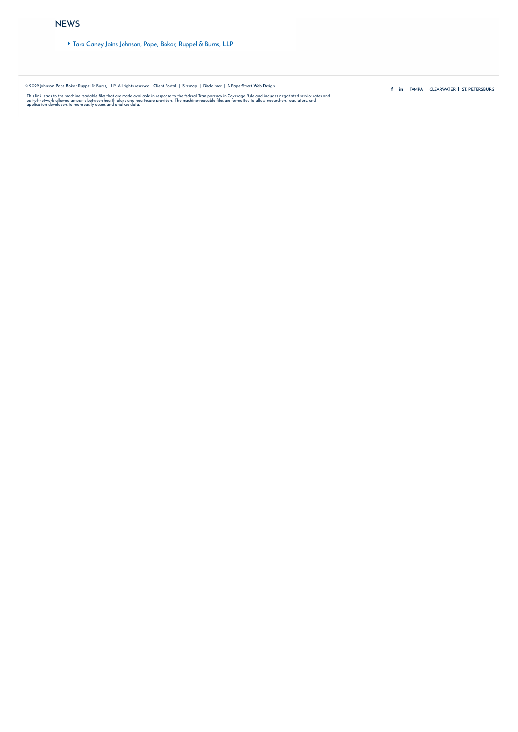## NEWS

- Tara Caney Joins Johnson, Pope, Bokor, Ruppel & Burns, LLP

© 2022 Johnson Pope Bokor Ruppel & Burns, LLP. All rights reserved. Client Portal | Sitemap | Disclaimer | A PaperStreet Web Design

This link leads to the machine readable files that are made available in response to the federal Transparency in Coverage Rule and includes negotiated service rates and out-of-network allowed amounts between health plans and healthcare providers. The machine-readable files are formatted to allow researchers, regulators, and application developers to more easily access and analyze data.

f | in | TAMPA | CLEARWATER | ST. PETERSBURG